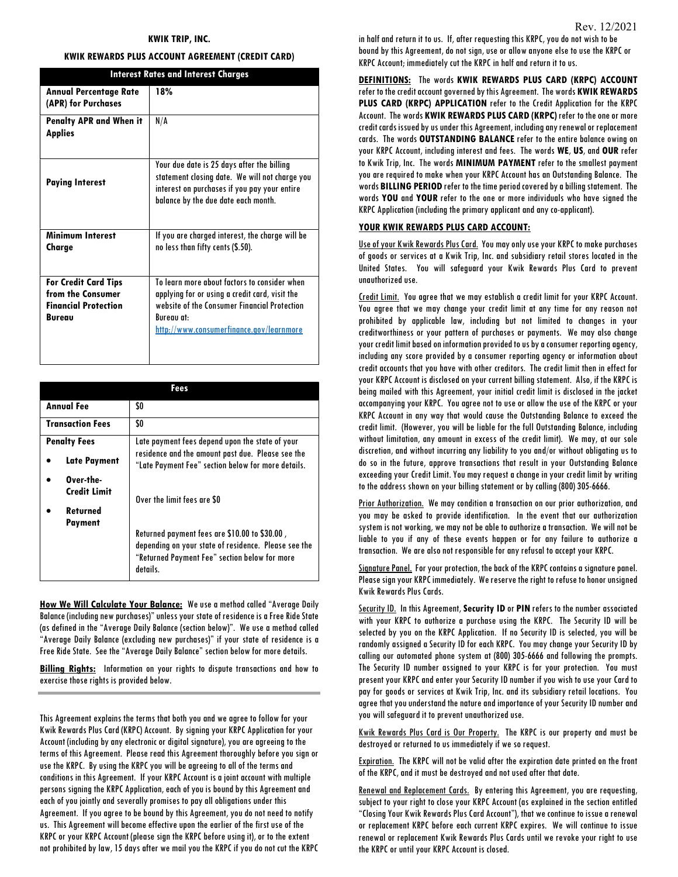Rev. 12/2021

**KWIK TRIP, INC.**

**KWIK REWARDS PLUS ACCOUNT AGREEMENT (CREDIT CARD)**

| Interest Rates and Interest Charges | |
|---|---|
| **Annual Percentage Rate (APR) for Purchases** | **18%** |
| **Penalty APR and When it Applies** | N/A |
| **Paying Interest** | Your due date is 25 days after the billing statement closing date. We will not charge you interest on purchases if you pay your entire balance by the due date each month. |
| **Minimum Interest Charge** | If you are charged interest, the charge will be no less than fifty cents ($.50). |
| **For Credit Card Tips from the Consumer Financial Protection Bureau** | To learn more about factors to consider when applying for or using a credit card, visit the website of the Consumer Financial Protection Bureau at: http://www.consumerfinance.gov/learnmore |

| Fees | |
|---|---|
| **Annual Fee** | $0 |
| **Transaction Fees** | $0 |
| **Penalty Fees**<br>• **Late Payment**<br>• **Over-the-Credit Limit**<br>• **Returned Payment** | Late payment fees depend upon the state of your residence and the amount past due. Please see the "Late Payment Fee" section below for more details.<br><br>Over the limit fees are $0<br><br>Returned payment fees are $10.00 to $30.00 , depending on your state of residence. Please see the "Returned Payment Fee" section below for more details. |

**How We Will Calculate Your Balance:** We use a method called "Average Daily Balance (including new purchases)" unless your state of residence is a Free Ride State (as defined in the "Average Daily Balance (section below)". We use a method called "Average Daily Balance (excluding new purchases)" if your state of residence is a Free Ride State. See the "Average Daily Balance" section below for more details.

**Billing Rights:** Information on your rights to dispute transactions and how to exercise those rights is provided below.

This Agreement explains the terms that both you and we agree to follow for your Kwik Rewards Plus Card (KRPC) Account. By signing your KRPC Application for your Account (including by any electronic or digital signature), you are agreeing to the terms of this Agreement. Please read this Agreement thoroughly before you sign or use the KRPC. By using the KRPC you will be agreeing to all of the terms and conditions in this Agreement. If your KRPC Account is a joint account with multiple persons signing the KRPC Application, each of you is bound by this Agreement and each of you jointly and severally promises to pay all obligations under this Agreement. If you agree to be bound by this Agreement, you do not need to notify us. This Agreement will become effective upon the earlier of the first use of the KRPC or your KRPC Account (please sign the KRPC before using it), or to the extent not prohibited by law, 15 days after we mail you the KRPC if you do not cut the KRPC in half and return it to us. If, after requesting this KRPC, you do not wish to be bound by this Agreement, do not sign, use or allow anyone else to use the KRPC or KRPC Account; immediately cut the KRPC in half and return it to us.

**DEFINITIONS:** The words **KWIK REWARDS PLUS CARD (KRPC) ACCOUNT** refer to the credit account governed by this Agreement. The words **KWIK REWARDS PLUS CARD (KRPC) APPLICATION** refer to the Credit Application for the KRPC Account. The words **KWIK REWARDS PLUS CARD (KRPC)** refer to the one or more credit cards issued by us under this Agreement, including any renewal or replacement cards. The words **OUTSTANDING BALANCE** refer to the entire balance owing on your KRPC Account, including interest and fees. The words **WE**, **US**, and **OUR** refer to Kwik Trip, Inc. The words **MINIMUM PAYMENT** refer to the smallest payment you are required to make when your KRPC Account has an Outstanding Balance. The words **BILLING PERIOD** refer to the time period covered by a billing statement. The words **YOU** and **YOUR** refer to the one or more individuals who have signed the KRPC Application (including the primary applicant and any co-applicant).

**YOUR KWIK REWARDS PLUS CARD ACCOUNT:**

Use of your Kwik Rewards Plus Card. You may only use your KRPC to make purchases of goods or services at a Kwik Trip, Inc. and subsidiary retail stores located in the United States. You will safeguard your Kwik Rewards Plus Card to prevent unauthorized use.

Credit Limit. You agree that we may establish a credit limit for your KRPC Account. You agree that we may change your credit limit at any time for any reason not prohibited by applicable law, including but not limited to changes in your creditworthiness or your pattern of purchases or payments. We may also change your credit limit based on information provided to us by a consumer reporting agency, including any score provided by a consumer reporting agency or information about credit accounts that you have with other creditors. The credit limit then in effect for your KRPC Account is disclosed on your current billing statement. Also, if the KRPC is being mailed with this Agreement, your initial credit limit is disclosed in the jacket accompanying your KRPC. You agree not to use or allow the use of the KRPC or your KRPC Account in any way that would cause the Outstanding Balance to exceed the credit limit. (However, you will be liable for the full Outstanding Balance, including without limitation, any amount in excess of the credit limit). We may, at our sole discretion, and without incurring any liability to you and/or without obligating us to do so in the future, approve transactions that result in your Outstanding Balance exceeding your Credit Limit. You may request a change in your credit limit by writing to the address shown on your billing statement or by calling (800) 305-6666.

Prior Authorization. We may condition a transaction on our prior authorization, and you may be asked to provide identification. In the event that our authorization system is not working, we may not be able to authorize a transaction. We will not be liable to you if any of these events happen or for any failure to authorize a transaction. We are also not responsible for any refusal to accept your KRPC.

Signature Panel. For your protection, the back of the KRPC contains a signature panel. Please sign your KRPC immediately. We reserve the right to refuse to honor unsigned Kwik Rewards Plus Cards.

Security ID. In this Agreement, **Security ID** or **PIN** refers to the number associated with your KRPC to authorize a purchase using the KRPC. The Security ID will be selected by you on the KRPC Application. If no Security ID is selected, you will be randomly assigned a Security ID for each KRPC. You may change your Security ID by calling our automated phone system at (800) 305-6666 and following the prompts. The Security ID number assigned to your KRPC is for your protection. You must present your KRPC and enter your Security ID number if you wish to use your Card to pay for goods or services at Kwik Trip, Inc. and its subsidiary retail locations. You agree that you understand the nature and importance of your Security ID number and you will safeguard it to prevent unauthorized use.

Kwik Rewards Plus Card is Our Property. The KRPC is our property and must be destroyed or returned to us immediately if we so request.

Expiration. The KRPC will not be valid after the expiration date printed on the front of the KRPC, and it must be destroyed and not used after that date.

Renewal and Replacement Cards. By entering this Agreement, you are requesting, subject to your right to close your KRPC Account (as explained in the section entitled "Closing Your Kwik Rewards Plus Card Account"), that we continue to issue a renewal or replacement KRPC before each current KRPC expires. We will continue to issue renewal or replacement Kwik Rewards Plus Cards until we revoke your right to use the KRPC or until your KRPC Account is closed.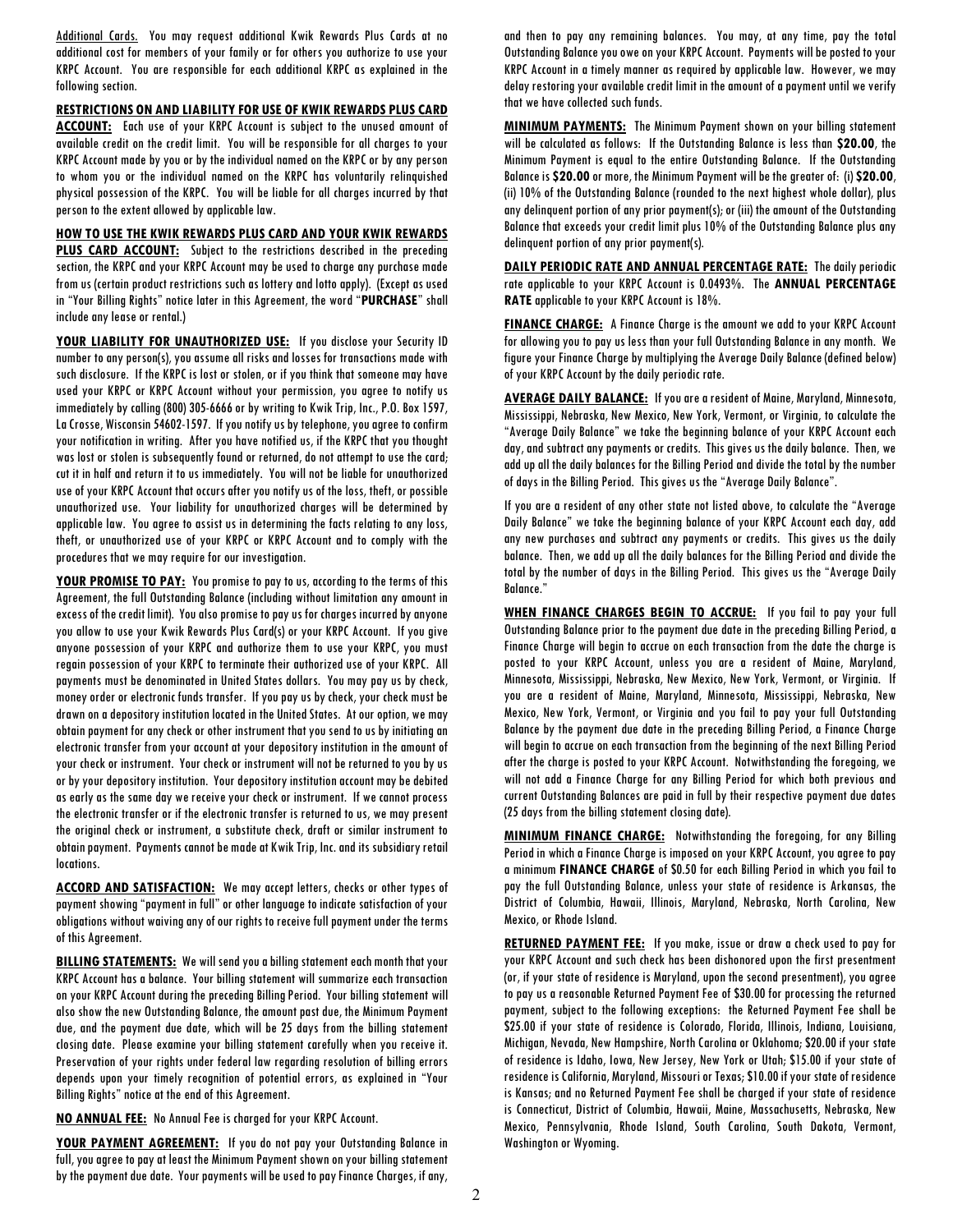Additional Cards. You may request additional Kwik Rewards Plus Cards at no additional cost for members of your family or for others you authorize to use your KRPC Account. You are responsible for each additional KRPC as explained in the following section.

**RESTRICTIONS ON AND LIABILITY FOR USE OF KWIK REWARDS PLUS CARD ACCOUNT:** Each use of your KRPC Account is subject to the unused amount of available credit on the credit limit. You will be responsible for all charges to your KRPC Account made by you or by the individual named on the KRPC or by any person to whom you or the individual named on the KRPC has voluntarily relinquished physical possession of the KRPC. You will be liable for all charges incurred by that person to the extent allowed by applicable law.

**HOW TO USE THE KWIK REWARDS PLUS CARD AND YOUR KWIK REWARDS PLUS CARD ACCOUNT:** Subject to the restrictions described in the preceding section, the KRPC and your KRPC Account may be used to charge any purchase made from us (certain product restrictions such as lottery and lotto apply). (Except as used in "Your Billing Rights" notice later in this Agreement, the word "**PURCHASE**" shall include any lease or rental.)

**YOUR LIABILITY FOR UNAUTHORIZED USE:** If you disclose your Security ID number to any person(s), you assume all risks and losses for transactions made with such disclosure. If the KRPC is lost or stolen, or if you think that someone may have used your KRPC or KRPC Account without your permission, you agree to notify us immediately by calling (800) 305-6666 or by writing to Kwik Trip, Inc., P.O. Box 1597, La Crosse, Wisconsin 54602-1597. If you notify us by telephone, you agree to confirm your notification in writing. After you have notified us, if the KRPC that you thought was lost or stolen is subsequently found or returned, do not attempt to use the card; cut it in half and return it to us immediately. You will not be liable for unauthorized use of your KRPC Account that occurs after you notify us of the loss, theft, or possible unauthorized use. Your liability for unauthorized charges will be determined by applicable law. You agree to assist us in determining the facts relating to any loss, theft, or unauthorized use of your KRPC or KRPC Account and to comply with the procedures that we may require for our investigation.

**YOUR PROMISE TO PAY:** You promise to pay to us, according to the terms of this Agreement, the full Outstanding Balance (including without limitation any amount in excess of the credit limit). You also promise to pay us for charges incurred by anyone you allow to use your Kwik Rewards Plus Card(s) or your KRPC Account. If you give anyone possession of your KRPC and authorize them to use your KRPC, you must regain possession of your KRPC to terminate their authorized use of your KRPC. All payments must be denominated in United States dollars. You may pay us by check, money order or electronic funds transfer. If you pay us by check, your check must be drawn on a depository institution located in the United States. At our option, we may obtain payment for any check or other instrument that you send to us by initiating an electronic transfer from your account at your depository institution in the amount of your check or instrument. Your check or instrument will not be returned to you by us or by your depository institution. Your depository institution account may be debited as early as the same day we receive your check or instrument. If we cannot process the electronic transfer or if the electronic transfer is returned to us, we may present the original check or instrument, a substitute check, draft or similar instrument to obtain payment. Payments cannot be made at Kwik Trip, Inc. and its subsidiary retail locations.

**ACCORD AND SATISFACTION:** We may accept letters, checks or other types of payment showing "payment in full" or other language to indicate satisfaction of your obligations without waiving any of our rights to receive full payment under the terms of this Agreement.

**BILLING STATEMENTS:** We will send you a billing statement each month that your KRPC Account has a balance. Your billing statement will summarize each transaction on your KRPC Account during the preceding Billing Period. Your billing statement will also show the new Outstanding Balance, the amount past due, the Minimum Payment due, and the payment due date, which will be 25 days from the billing statement closing date. Please examine your billing statement carefully when you receive it. Preservation of your rights under federal law regarding resolution of billing errors depends upon your timely recognition of potential errors, as explained in "Your Billing Rights" notice at the end of this Agreement.

**NO ANNUAL FEE:** No Annual Fee is charged for your KRPC Account.

**YOUR PAYMENT AGREEMENT:** If you do not pay your Outstanding Balance in full, you agree to pay at least the Minimum Payment shown on your billing statement by the payment due date. Your payments will be used to pay Finance Charges, if any, and then to pay any remaining balances. You may, at any time, pay the total Outstanding Balance you owe on your KRPC Account. Payments will be posted to your KRPC Account in a timely manner as required by applicable law. However, we may delay restoring your available credit limit in the amount of a payment until we verify that we have collected such funds.

**MINIMUM PAYMENTS:** The Minimum Payment shown on your billing statement will be calculated as follows: If the Outstanding Balance is less than **$20.00**, the Minimum Payment is equal to the entire Outstanding Balance. If the Outstanding Balance is **$20.00** or more, the Minimum Payment will be the greater of: (i) **$20.00**, (ii) 10% of the Outstanding Balance (rounded to the next highest whole dollar), plus any delinquent portion of any prior payment(s); or (iii) the amount of the Outstanding Balance that exceeds your credit limit plus 10% of the Outstanding Balance plus any delinquent portion of any prior payment(s).

**DAILY PERIODIC RATE AND ANNUAL PERCENTAGE RATE:** The daily periodic rate applicable to your KRPC Account is 0.0493%. The **ANNUAL PERCENTAGE RATE** applicable to your KRPC Account is 18%.

**FINANCE CHARGE:** A Finance Charge is the amount we add to your KRPC Account for allowing you to pay us less than your full Outstanding Balance in any month. We figure your Finance Charge by multiplying the Average Daily Balance (defined below) of your KRPC Account by the daily periodic rate.

**AVERAGE DAILY BALANCE:** If you are a resident of Maine, Maryland, Minnesota, Mississippi, Nebraska, New Mexico, New York, Vermont, or Virginia, to calculate the "Average Daily Balance" we take the beginning balance of your KRPC Account each day, and subtract any payments or credits. This gives us the daily balance. Then, we add up all the daily balances for the Billing Period and divide the total by the number of days in the Billing Period. This gives us the "Average Daily Balance".

If you are a resident of any other state not listed above, to calculate the "Average Daily Balance" we take the beginning balance of your KRPC Account each day, add any new purchases and subtract any payments or credits. This gives us the daily balance. Then, we add up all the daily balances for the Billing Period and divide the total by the number of days in the Billing Period. This gives us the "Average Daily Balance."

**WHEN FINANCE CHARGES BEGIN TO ACCRUE:** If you fail to pay your full Outstanding Balance prior to the payment due date in the preceding Billing Period, a Finance Charge will begin to accrue on each transaction from the date the charge is posted to your KRPC Account, unless you are a resident of Maine, Maryland, Minnesota, Mississippi, Nebraska, New Mexico, New York, Vermont, or Virginia. If you are a resident of Maine, Maryland, Minnesota, Mississippi, Nebraska, New Mexico, New York, Vermont, or Virginia and you fail to pay your full Outstanding Balance by the payment due date in the preceding Billing Period, a Finance Charge will begin to accrue on each transaction from the beginning of the next Billing Period after the charge is posted to your KRPC Account. Notwithstanding the foregoing, we will not add a Finance Charge for any Billing Period for which both previous and current Outstanding Balances are paid in full by their respective payment due dates (25 days from the billing statement closing date).

**MINIMUM FINANCE CHARGE:** Notwithstanding the foregoing, for any Billing Period in which a Finance Charge is imposed on your KRPC Account, you agree to pay a minimum **FINANCE CHARGE** of $0.50 for each Billing Period in which you fail to pay the full Outstanding Balance, unless your state of residence is Arkansas, the District of Columbia, Hawaii, Illinois, Maryland, Nebraska, North Carolina, New Mexico, or Rhode Island.

**RETURNED PAYMENT FEE:** If you make, issue or draw a check used to pay for your KRPC Account and such check has been dishonored upon the first presentment (or, if your state of residence is Maryland, upon the second presentment), you agree to pay us a reasonable Returned Payment Fee of $30.00 for processing the returned payment, subject to the following exceptions: the Returned Payment Fee shall be $25.00 if your state of residence is Colorado, Florida, Illinois, Indiana, Louisiana, Michigan, Nevada, New Hampshire, North Carolina or Oklahoma; $20.00 if your state of residence is Idaho, Iowa, New Jersey, New York or Utah; $15.00 if your state of residence is California, Maryland, Missouri or Texas; $10.00 if your state of residence is Kansas; and no Returned Payment Fee shall be charged if your state of residence is Connecticut, District of Columbia, Hawaii, Maine, Massachusetts, Nebraska, New Mexico, Pennsylvania, Rhode Island, South Carolina, South Dakota, Vermont, Washington or Wyoming.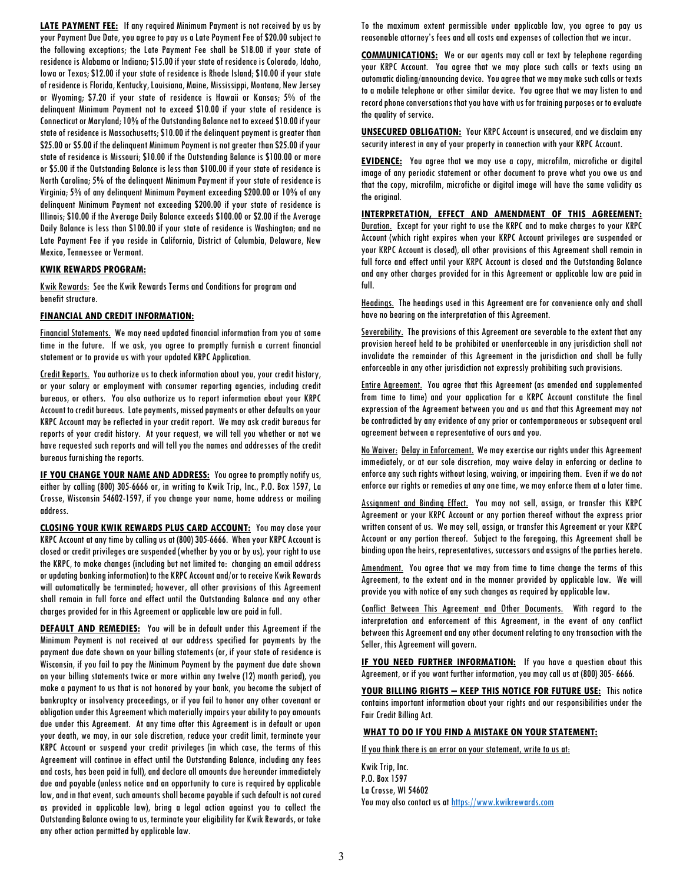**LATE PAYMENT FEE:** If any required Minimum Payment is not received by us by your Payment Due Date, you agree to pay us a Late Payment Fee of $20.00 subject to the following exceptions; the Late Payment Fee shall be $18.00 if your state of residence is Alabama or Indiana; $15.00 if your state of residence is Colorado, Idaho, Iowa or Texas; $12.00 if your state of residence is Rhode Island; $10.00 if your state of residence is Florida, Kentucky, Louisiana, Maine, Mississippi, Montana, New Jersey or Wyoming; $7.20 if your state of residence is Hawaii or Kansas; 5% of the delinquent Minimum Payment not to exceed $10.00 if your state of residence is Connecticut or Maryland; 10% of the Outstanding Balance not to exceed $10.00 if your state of residence is Massachusetts; $10.00 if the delinquent payment is greater than $25.00 or $5.00 if the delinquent Minimum Payment is not greater than $25.00 if your state of residence is Missouri; $10.00 if the Outstanding Balance is $100.00 or more or $5.00 if the Outstanding Balance is less than $100.00 if your state of residence is North Carolina; 5% of the delinquent Minimum Payment if your state of residence is Virginia; 5% of any delinquent Minimum Payment exceeding $200.00 or 10% of any delinquent Minimum Payment not exceeding $200.00 if your state of residence is Illinois; $10.00 if the Average Daily Balance exceeds $100.00 or $2.00 if the Average Daily Balance is less than $100.00 if your state of residence is Washington; and no Late Payment Fee if you reside in California, District of Columbia, Delaware, New Mexico, Tennessee or Vermont.

**KWIK REWARDS PROGRAM:**

Kwik Rewards: See the Kwik Rewards Terms and Conditions for program and benefit structure.

**FINANCIAL AND CREDIT INFORMATION:**

Financial Statements. We may need updated financial information from you at some time in the future. If we ask, you agree to promptly furnish a current financial statement or to provide us with your updated KRPC Application.

Credit Reports. You authorize us to check information about you, your credit history, or your salary or employment with consumer reporting agencies, including credit bureaus, or others. You also authorize us to report information about your KRPC Account to credit bureaus. Late payments, missed payments or other defaults on your KRPC Account may be reflected in your credit report. We may ask credit bureaus for reports of your credit history. At your request, we will tell you whether or not we have requested such reports and will tell you the names and addresses of the credit bureaus furnishing the reports.

**IF YOU CHANGE YOUR NAME AND ADDRESS:** You agree to promptly notify us, either by calling (800) 305-6666 or, in writing to Kwik Trip, Inc., P.O. Box 1597, La Crosse, Wisconsin 54602-1597, if you change your name, home address or mailing address.

**CLOSING YOUR KWIK REWARDS PLUS CARD ACCOUNT:** You may close your KRPC Account at any time by calling us at (800) 305-6666. When your KRPC Account is closed or credit privileges are suspended (whether by you or by us), your right to use the KRPC, to make changes (including but not limited to: changing an email address or updating banking information) to the KRPC Account and/or to receive Kwik Rewards will automatically be terminated; however, all other provisions of this Agreement shall remain in full force and effect until the Outstanding Balance and any other charges provided for in this Agreement or applicable law are paid in full.

**DEFAULT AND REMEDIES:** You will be in default under this Agreement if the Minimum Payment is not received at our address specified for payments by the payment due date shown on your billing statements (or, if your state of residence is Wisconsin, if you fail to pay the Minimum Payment by the payment due date shown on your billing statements twice or more within any twelve (12) month period), you make a payment to us that is not honored by your bank, you become the subject of bankruptcy or insolvency proceedings, or if you fail to honor any other covenant or obligation under this Agreement which materially impairs your ability to pay amounts due under this Agreement. At any time after this Agreement is in default or upon your death, we may, in our sole discretion, reduce your credit limit, terminate your KRPC Account or suspend your credit privileges (in which case, the terms of this Agreement will continue in effect until the Outstanding Balance, including any fees and costs, has been paid in full), and declare all amounts due hereunder immediately due and payable (unless notice and an opportunity to cure is required by applicable law, and in that event, such amounts shall become payable if such default is not cured as provided in applicable law), bring a legal action against you to collect the Outstanding Balance owing to us, terminate your eligibility for Kwik Rewards, or take any other action permitted by applicable law.

To the maximum extent permissible under applicable law, you agree to pay us reasonable attorney's fees and all costs and expenses of collection that we incur.

**COMMUNICATIONS:** We or our agents may call or text by telephone regarding your KRPC Account. You agree that we may place such calls or texts using an automatic dialing/announcing device. You agree that we may make such calls or texts to a mobile telephone or other similar device. You agree that we may listen to and record phone conversations that you have with us for training purposes or to evaluate the quality of service.

**UNSECURED OBLIGATION:** Your KRPC Account is unsecured, and we disclaim any security interest in any of your property in connection with your KRPC Account.

**EVIDENCE:** You agree that we may use a copy, microfilm, microfiche or digital image of any periodic statement or other document to prove what you owe us and that the copy, microfilm, microfiche or digital image will have the same validity as the original.

**INTERPRETATION, EFFECT AND AMENDMENT OF THIS AGREEMENT:**

Duration. Except for your right to use the KRPC and to make charges to your KRPC Account (which right expires when your KRPC Account privileges are suspended or your KRPC Account is closed), all other provisions of this Agreement shall remain in full force and effect until your KRPC Account is closed and the Outstanding Balance and any other charges provided for in this Agreement or applicable law are paid in full.

Headings. The headings used in this Agreement are for convenience only and shall have no bearing on the interpretation of this Agreement.

Severability. The provisions of this Agreement are severable to the extent that any provision hereof held to be prohibited or unenforceable in any jurisdiction shall not invalidate the remainder of this Agreement in the jurisdiction and shall be fully enforceable in any other jurisdiction not expressly prohibiting such provisions.

Entire Agreement. You agree that this Agreement (as amended and supplemented from time to time) and your application for a KRPC Account constitute the final expression of the Agreement between you and us and that this Agreement may not be contradicted by any evidence of any prior or contemporaneous or subsequent oral agreement between a representative of ours and you.

No Waiver: Delay in Enforcement. We may exercise our rights under this Agreement immediately, or at our sole discretion, may waive delay in enforcing or decline to enforce any such rights without losing, waiving, or impairing them. Even if we do not enforce our rights or remedies at any one time, we may enforce them at a later time.

Assignment and Binding Effect. You may not sell, assign, or transfer this KRPC Agreement or your KRPC Account or any portion thereof without the express prior written consent of us. We may sell, assign, or transfer this Agreement or your KRPC Account or any portion thereof. Subject to the foregoing, this Agreement shall be binding upon the heirs, representatives, successors and assigns of the parties hereto.

Amendment. You agree that we may from time to time change the terms of this Agreement, to the extent and in the manner provided by applicable law. We will provide you with notice of any such changes as required by applicable law.

Conflict Between This Agreement and Other Documents. With regard to the interpretation and enforcement of this Agreement, in the event of any conflict between this Agreement and any other document relating to any transaction with the Seller, this Agreement will govern.

**IF YOU NEED FURTHER INFORMATION:** If you have a question about this Agreement, or if you want further information, you may call us at (800) 305- 6666.

**YOUR BILLING RIGHTS – KEEP THIS NOTICE FOR FUTURE USE:** This notice contains important information about your rights and our responsibilities under the Fair Credit Billing Act.

**WHAT TO DO IF YOU FIND A MISTAKE ON YOUR STATEMENT:**

If you think there is an error on your statement, write to us at:

Kwik Trip, Inc.
P.O. Box 1597
La Crosse, WI 54602
You may also contact us at https://www.kwikrewards.com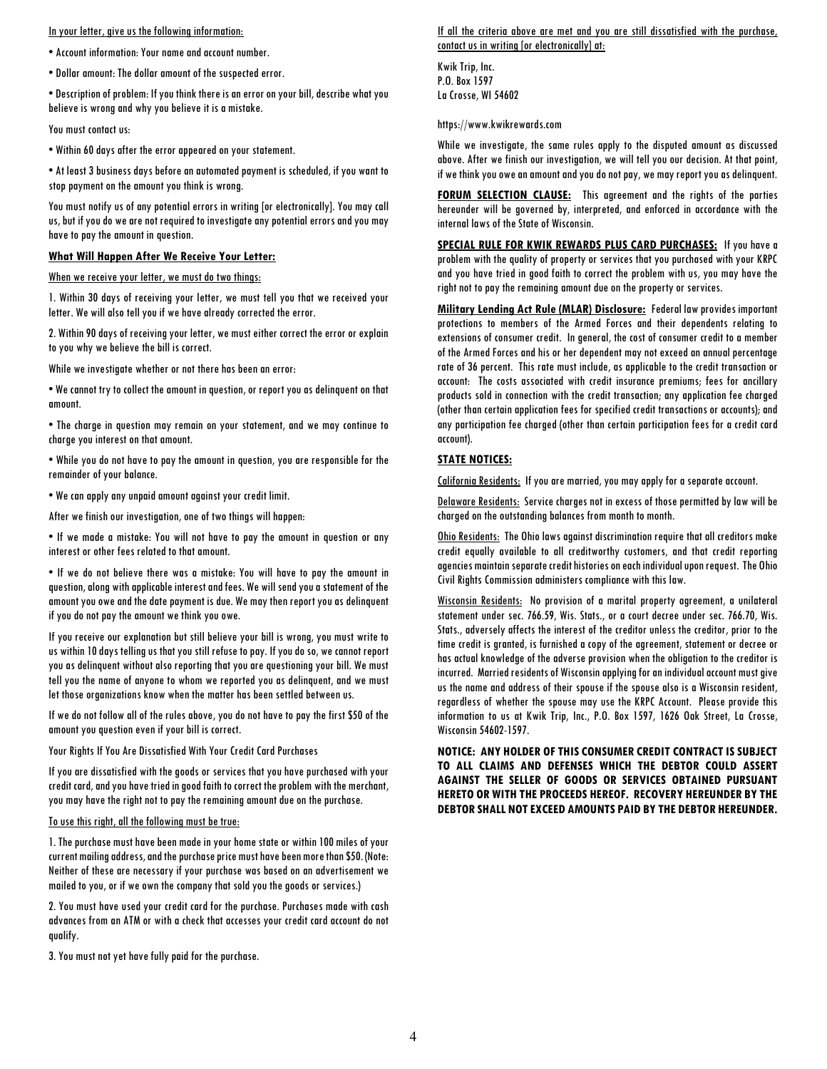In your letter, give us the following information:

- Account information: Your name and account number.
- Dollar amount: The dollar amount of the suspected error.
- Description of problem: If you think there is an error on your bill, describe what you believe is wrong and why you believe it is a mistake.

You must contact us:

- Within 60 days after the error appeared on your statement.
- At least 3 business days before an automated payment is scheduled, if you want to stop payment on the amount you think is wrong.

You must notify us of any potential errors in writing [or electronically]. You may call us, but if you do we are not required to investigate any potential errors and you may have to pay the amount in question.

**What Will Happen After We Receive Your Letter:**

When we receive your letter, we must do two things:

1. Within 30 days of receiving your letter, we must tell you that we received your letter. We will also tell you if we have already corrected the error.

2. Within 90 days of receiving your letter, we must either correct the error or explain to you why we believe the bill is correct.

While we investigate whether or not there has been an error:

- We cannot try to collect the amount in question, or report you as delinquent on that amount.
- The charge in question may remain on your statement, and we may continue to charge you interest on that amount.
- While you do not have to pay the amount in question, you are responsible for the remainder of your balance.
- We can apply any unpaid amount against your credit limit.

After we finish our investigation, one of two things will happen:

- If we made a mistake: You will not have to pay the amount in question or any interest or other fees related to that amount.
- If we do not believe there was a mistake: You will have to pay the amount in question, along with applicable interest and fees. We will send you a statement of the amount you owe and the date payment is due. We may then report you as delinquent if you do not pay the amount we think you owe.

If you receive our explanation but still believe your bill is wrong, you must write to us within 10 days telling us that you still refuse to pay. If you do so, we cannot report you as delinquent without also reporting that you are questioning your bill. We must tell you the name of anyone to whom we reported you as delinquent, and we must let those organizations know when the matter has been settled between us.

If we do not follow all of the rules above, you do not have to pay the first $50 of the amount you question even if your bill is correct.

Your Rights If You Are Dissatisfied With Your Credit Card Purchases

If you are dissatisfied with the goods or services that you have purchased with your credit card, and you have tried in good faith to correct the problem with the merchant, you may have the right not to pay the remaining amount due on the purchase.

To use this right, all the following must be true:

1. The purchase must have been made in your home state or within 100 miles of your current mailing address, and the purchase price must have been more than $50. (Note: Neither of these are necessary if your purchase was based on an advertisement we mailed to you, or if we own the company that sold you the goods or services.)

2. You must have used your credit card for the purchase. Purchases made with cash advances from an ATM or with a check that accesses your credit card account do not qualify.

3. You must not yet have fully paid for the purchase.

If all the criteria above are met and you are still dissatisfied with the purchase, contact us in writing [or electronically] at:

Kwik Trip, Inc.
P.O. Box 1597
La Crosse, WI 54602

https://www.kwikrewards.com

While we investigate, the same rules apply to the disputed amount as discussed above. After we finish our investigation, we will tell you our decision. At that point, if we think you owe an amount and you do not pay, we may report you as delinquent.

**FORUM SELECTION CLAUSE:** This agreement and the rights of the parties hereunder will be governed by, interpreted, and enforced in accordance with the internal laws of the State of Wisconsin.

**SPECIAL RULE FOR KWIK REWARDS PLUS CARD PURCHASES:** If you have a problem with the quality of property or services that you purchased with your KRPC and you have tried in good faith to correct the problem with us, you may have the right not to pay the remaining amount due on the property or services.

**Military Lending Act Rule (MLAR) Disclosure:** Federal law provides important protections to members of the Armed Forces and their dependents relating to extensions of consumer credit. In general, the cost of consumer credit to a member of the Armed Forces and his or her dependent may not exceed an annual percentage rate of 36 percent. This rate must include, as applicable to the credit transaction or account: The costs associated with credit insurance premiums; fees for ancillary products sold in connection with the credit transaction; any application fee charged (other than certain application fees for specified credit transactions or accounts); and any participation fee charged (other than certain participation fees for a credit card account).

**STATE NOTICES:**

California Residents: If you are married, you may apply for a separate account.

Delaware Residents: Service charges not in excess of those permitted by law will be charged on the outstanding balances from month to month.

Ohio Residents: The Ohio laws against discrimination require that all creditors make credit equally available to all creditworthy customers, and that credit reporting agencies maintain separate credit histories on each individual upon request. The Ohio Civil Rights Commission administers compliance with this law.

Wisconsin Residents: No provision of a marital property agreement, a unilateral statement under sec. 766.59, Wis. Stats., or a court decree under sec. 766.70, Wis. Stats., adversely affects the interest of the creditor unless the creditor, prior to the time credit is granted, is furnished a copy of the agreement, statement or decree or has actual knowledge of the adverse provision when the obligation to the creditor is incurred. Married residents of Wisconsin applying for an individual account must give us the name and address of their spouse if the spouse also is a Wisconsin resident, regardless of whether the spouse may use the KRPC Account. Please provide this information to us at Kwik Trip, Inc., P.O. Box 1597, 1626 Oak Street, La Crosse, Wisconsin 54602-1597.

**NOTICE: ANY HOLDER OF THIS CONSUMER CREDIT CONTRACT IS SUBJECT TO ALL CLAIMS AND DEFENSES WHICH THE DEBTOR COULD ASSERT AGAINST THE SELLER OF GOODS OR SERVICES OBTAINED PURSUANT HERETO OR WITH THE PROCEEDS HEREOF. RECOVERY HEREUNDER BY THE DEBTOR SHALL NOT EXCEED AMOUNTS PAID BY THE DEBTOR HEREUNDER.**